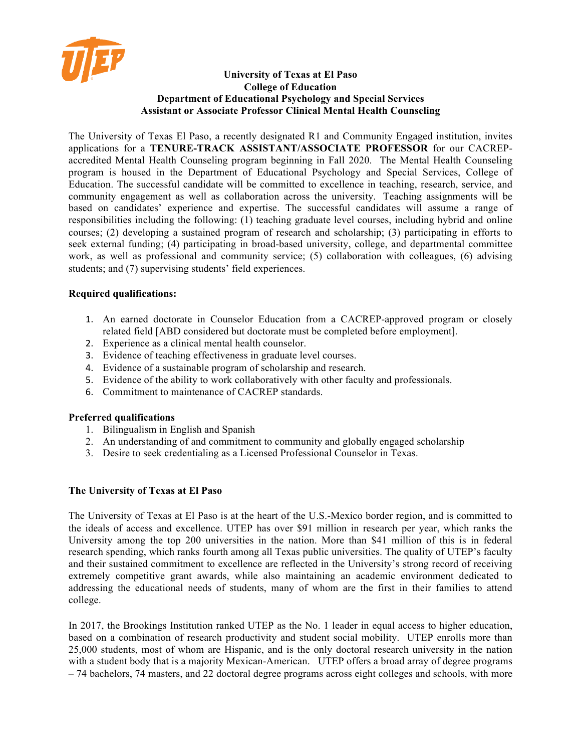**University of Texas at El Paso**
**College of Education**
**Department of Educational Psychology and Special Services**
**Assistant or Associate Professor Clinical Mental Health Counseling**

The University of Texas El Paso, a recently designated R1 and Community Engaged institution, invites applications for a **TENURE-TRACK ASSISTANT/ASSOCIATE PROFESSOR** for our CACREP-accredited Mental Health Counseling program beginning in Fall 2020. The Mental Health Counseling program is housed in the Department of Educational Psychology and Special Services, College of Education. The successful candidate will be committed to excellence in teaching, research, service, and community engagement as well as collaboration across the university. Teaching assignments will be based on candidates' experience and expertise. The successful candidates will assume a range of responsibilities including the following: (1) teaching graduate level courses, including hybrid and online courses; (2) developing a sustained program of research and scholarship; (3) participating in efforts to seek external funding; (4) participating in broad-based university, college, and departmental committee work, as well as professional and community service; (5) collaboration with colleagues, (6) advising students; and (7) supervising students' field experiences.

**Required qualifications:**

1. An earned doctorate in Counselor Education from a CACREP-approved program or closely related field [ABD considered but doctorate must be completed before employment].
2. Experience as a clinical mental health counselor.
3. Evidence of teaching effectiveness in graduate level courses.
4. Evidence of a sustainable program of scholarship and research.
5. Evidence of the ability to work collaboratively with other faculty and professionals.
6. Commitment to maintenance of CACREP standards.

**Preferred qualifications**

1. Bilingualism in English and Spanish
2. An understanding of and commitment to community and globally engaged scholarship
3. Desire to seek credentialing as a Licensed Professional Counselor in Texas.

**The University of Texas at El Paso**

The University of Texas at El Paso is at the heart of the U.S.-Mexico border region, and is committed to the ideals of access and excellence. UTEP has over $91 million in research per year, which ranks the University among the top 200 universities in the nation. More than $41 million of this is in federal research spending, which ranks fourth among all Texas public universities. The quality of UTEP's faculty and their sustained commitment to excellence are reflected in the University's strong record of receiving extremely competitive grant awards, while also maintaining an academic environment dedicated to addressing the educational needs of students, many of whom are the first in their families to attend college.

In 2017, the Brookings Institution ranked UTEP as the No. 1 leader in equal access to higher education, based on a combination of research productivity and student social mobility. UTEP enrolls more than 25,000 students, most of whom are Hispanic, and is the only doctoral research university in the nation with a student body that is a majority Mexican-American. UTEP offers a broad array of degree programs – 74 bachelors, 74 masters, and 22 doctoral degree programs across eight colleges and schools, with more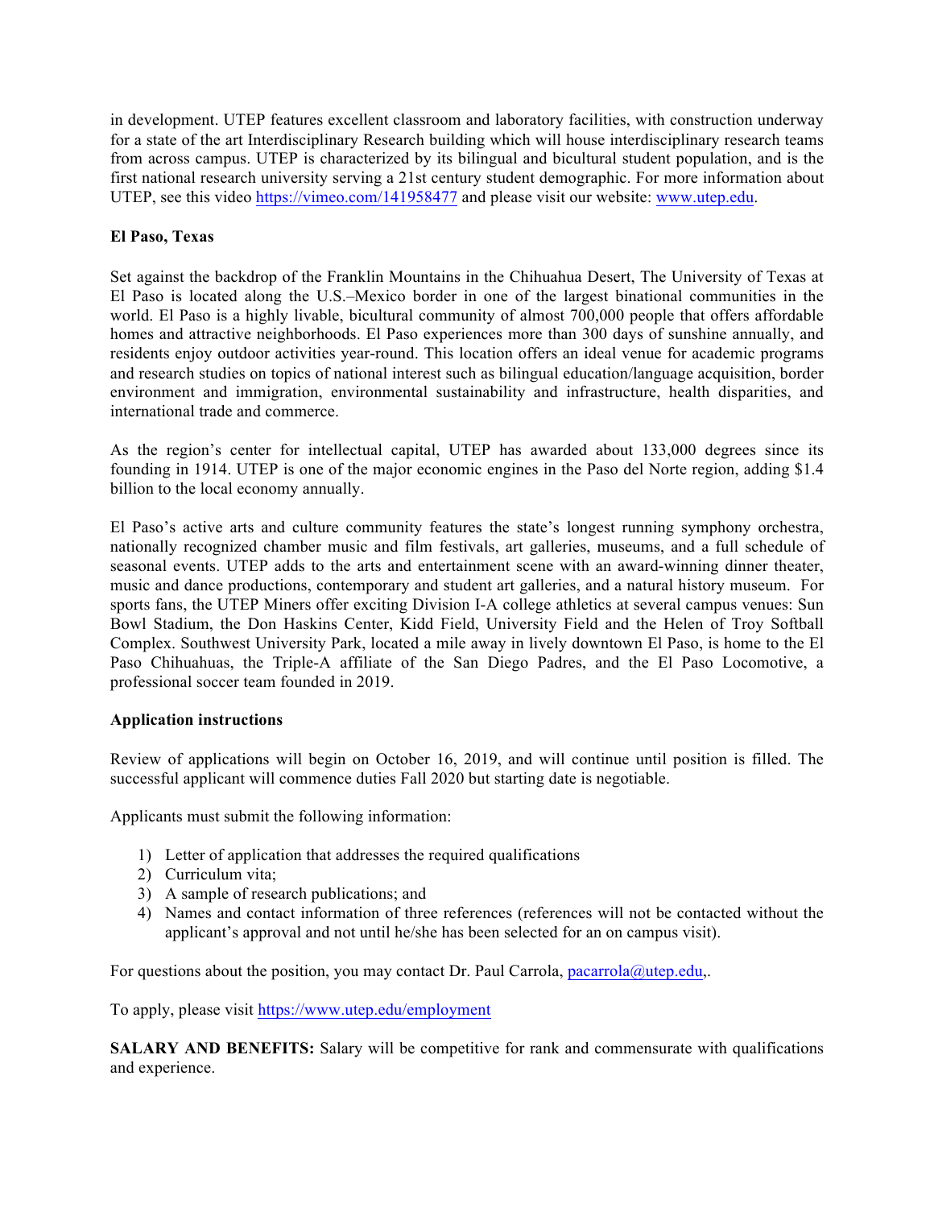in development. UTEP features excellent classroom and laboratory facilities, with construction underway for a state of the art Interdisciplinary Research building which will house interdisciplinary research teams from across campus. UTEP is characterized by its bilingual and bicultural student population, and is the first national research university serving a 21st century student demographic. For more information about UTEP, see this video https://vimeo.com/141958477 and please visit our website: www.utep.edu.

**El Paso, Texas**

Set against the backdrop of the Franklin Mountains in the Chihuahua Desert, The University of Texas at El Paso is located along the U.S.–Mexico border in one of the largest binational communities in the world. El Paso is a highly livable, bicultural community of almost 700,000 people that offers affordable homes and attractive neighborhoods. El Paso experiences more than 300 days of sunshine annually, and residents enjoy outdoor activities year-round. This location offers an ideal venue for academic programs and research studies on topics of national interest such as bilingual education/language acquisition, border environment and immigration, environmental sustainability and infrastructure, health disparities, and international trade and commerce.

As the region's center for intellectual capital, UTEP has awarded about 133,000 degrees since its founding in 1914. UTEP is one of the major economic engines in the Paso del Norte region, adding $1.4 billion to the local economy annually.

El Paso's active arts and culture community features the state's longest running symphony orchestra, nationally recognized chamber music and film festivals, art galleries, museums, and a full schedule of seasonal events. UTEP adds to the arts and entertainment scene with an award-winning dinner theater, music and dance productions, contemporary and student art galleries, and a natural history museum. For sports fans, the UTEP Miners offer exciting Division I-A college athletics at several campus venues: Sun Bowl Stadium, the Don Haskins Center, Kidd Field, University Field and the Helen of Troy Softball Complex. Southwest University Park, located a mile away in lively downtown El Paso, is home to the El Paso Chihuahuas, the Triple-A affiliate of the San Diego Padres, and the El Paso Locomotive, a professional soccer team founded in 2019.

**Application instructions**

Review of applications will begin on October 16, 2019, and will continue until position is filled. The successful applicant will commence duties Fall 2020 but starting date is negotiable.

Applicants must submit the following information:

1) Letter of application that addresses the required qualifications
2) Curriculum vita;
3) A sample of research publications; and
4) Names and contact information of three references (references will not be contacted without the applicant's approval and not until he/she has been selected for an on campus visit).

For questions about the position, you may contact Dr. Paul Carrola, pacarrola@utep.edu,.

To apply, please visit https://www.utep.edu/employment

**SALARY AND BENEFITS:** Salary will be competitive for rank and commensurate with qualifications and experience.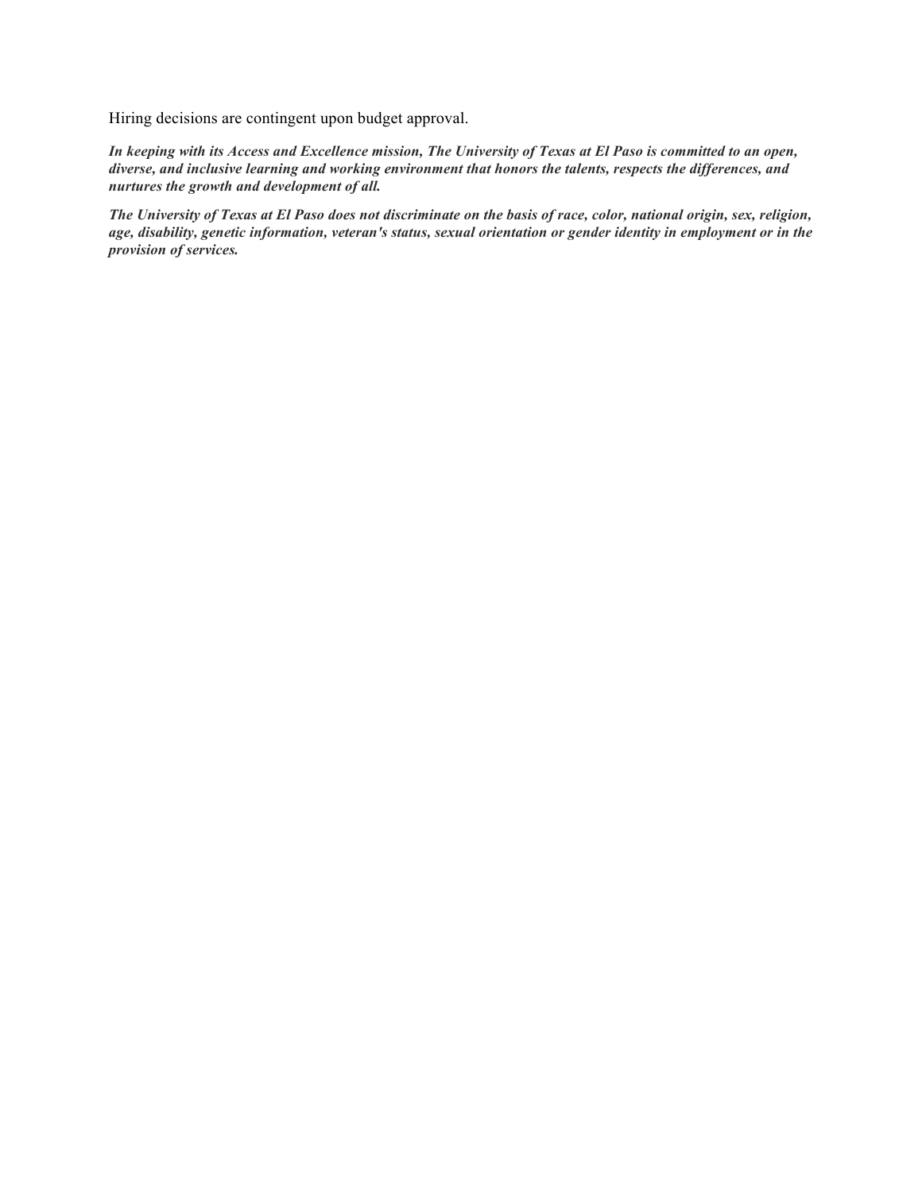Hiring decisions are contingent upon budget approval.

***In keeping with its Access and Excellence mission, The University of Texas at El Paso is committed to an open, diverse, and inclusive learning and working environment that honors the talents, respects the differences, and nurtures the growth and development of all.***

***The University of Texas at El Paso does not discriminate on the basis of race, color, national origin, sex, religion, age, disability, genetic information, veteran's status, sexual orientation or gender identity in employment or in the provision of services.***